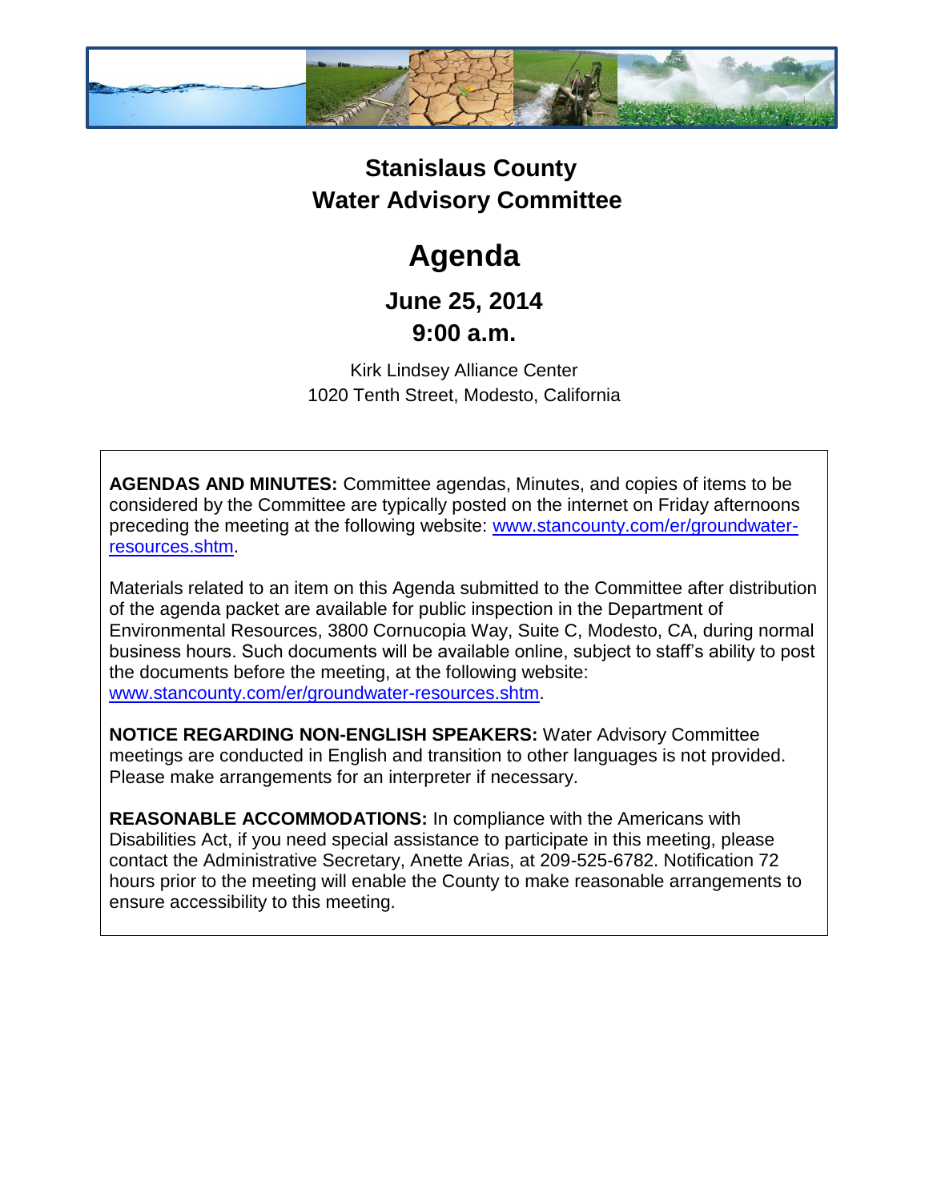# Stanislaus County Water Advisory Committee

# Agenda

## June 25, 2014
## 9:00 a.m.

Kirk Lindsey Alliance Center
1020 Tenth Street, Modesto, California

**AGENDAS AND MINUTES:** Committee agendas, Minutes, and copies of items to be considered by the Committee are typically posted on the internet on Friday afternoons preceding the meeting at the following website: [www.stancounty.com/er/groundwater-resources.shtm](www.stancounty.com/er/groundwater-resources.shtm).

Materials related to an item on this Agenda submitted to the Committee after distribution of the agenda packet are available for public inspection in the Department of Environmental Resources, 3800 Cornucopia Way, Suite C, Modesto, CA, during normal business hours. Such documents will be available online, subject to staff's ability to post the documents before the meeting, at the following website: [www.stancounty.com/er/groundwater-resources.shtm](www.stancounty.com/er/groundwater-resources.shtm).

**NOTICE REGARDING NON-ENGLISH SPEAKERS:** Water Advisory Committee meetings are conducted in English and transition to other languages is not provided. Please make arrangements for an interpreter if necessary.

**REASONABLE ACCOMMODATIONS:** In compliance with the Americans with Disabilities Act, if you need special assistance to participate in this meeting, please contact the Administrative Secretary, Anette Arias, at 209-525-6782. Notification 72 hours prior to the meeting will enable the County to make reasonable arrangements to ensure accessibility to this meeting.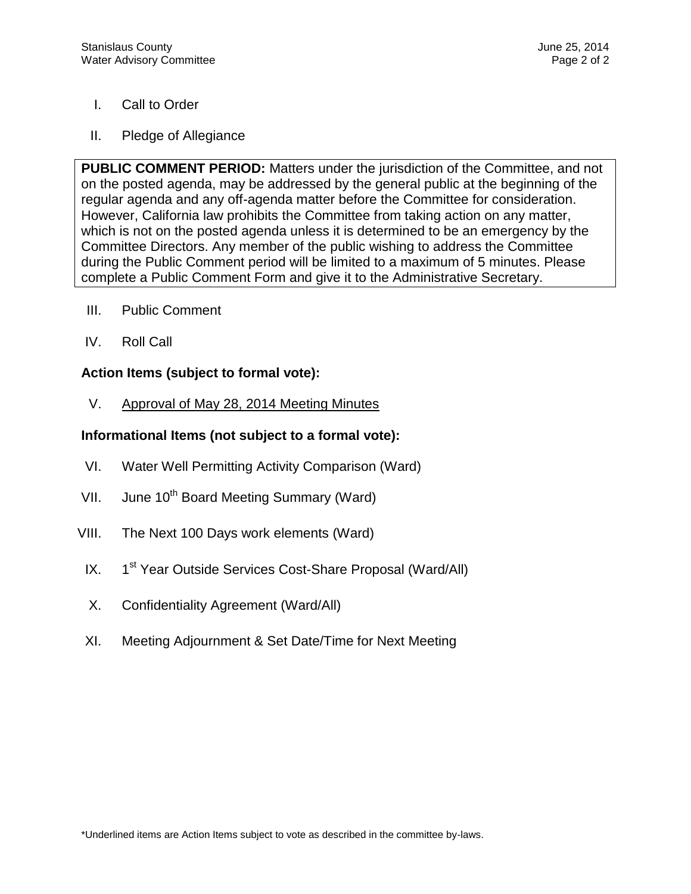I. Call to Order

II. Pledge of Allegiance

**PUBLIC COMMENT PERIOD:** Matters under the jurisdiction of the Committee, and not on the posted agenda, may be addressed by the general public at the beginning of the regular agenda and any off-agenda matter before the Committee for consideration. However, California law prohibits the Committee from taking action on any matter, which is not on the posted agenda unless it is determined to be an emergency by the Committee Directors. Any member of the public wishing to address the Committee during the Public Comment period will be limited to a maximum of 5 minutes. Please complete a Public Comment Form and give it to the Administrative Secretary.

III. Public Comment

IV. Roll Call

**Action Items (subject to formal vote):**

V. <u>Approval of May 28, 2014 Meeting Minutes</u>

**Informational Items (not subject to a formal vote):**

VI. Water Well Permitting Activity Comparison (Ward)

VII. June 10th Board Meeting Summary (Ward)

VIII. The Next 100 Days work elements (Ward)

IX. 1st Year Outside Services Cost-Share Proposal (Ward/All)

X. Confidentiality Agreement (Ward/All)

XI. Meeting Adjournment & Set Date/Time for Next Meeting

*Underlined items are Action Items subject to vote as described in the committee by-laws.